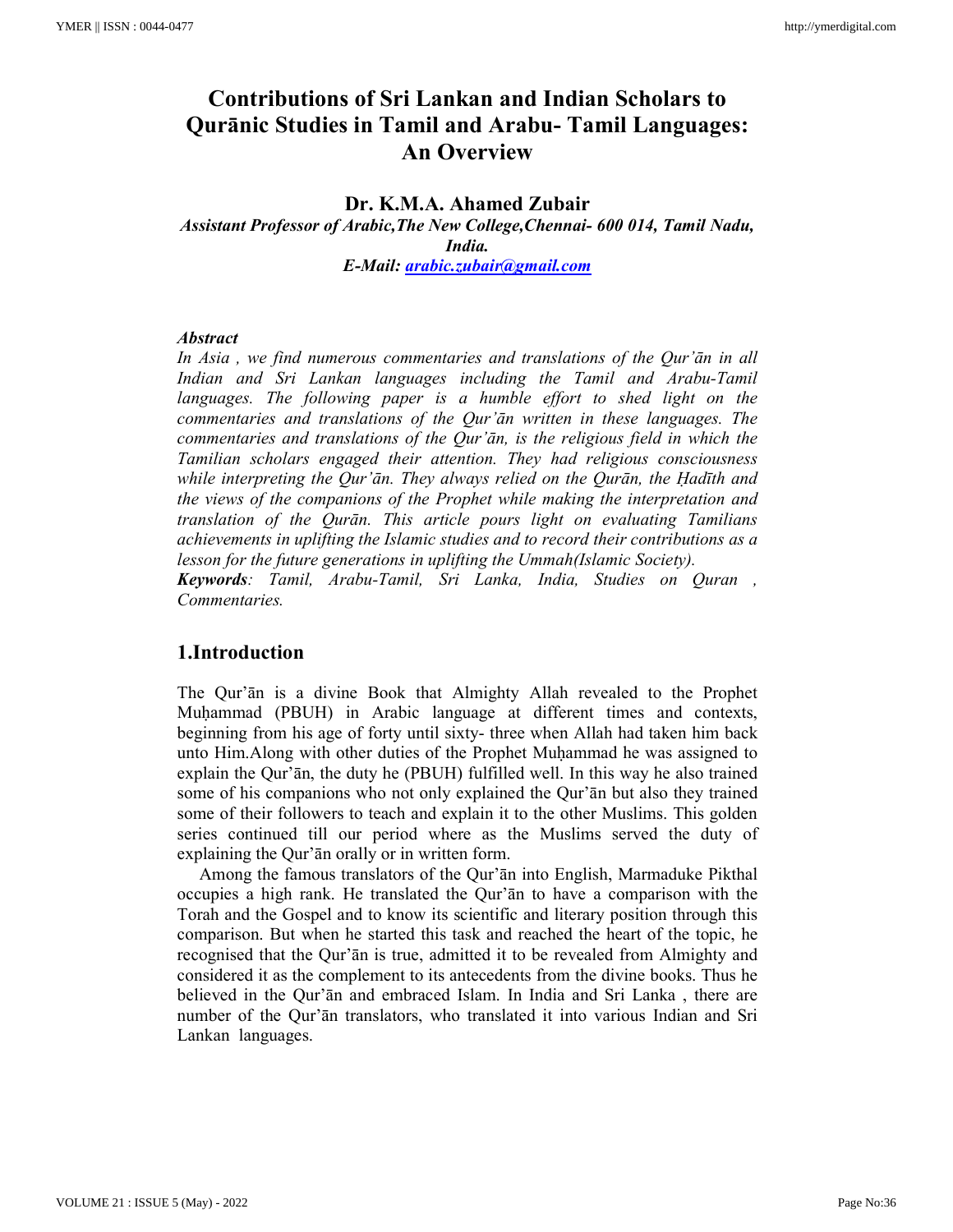# Contributions of Sri Lankan and Indian Scholars to Qurānic Studies in Tamil and Arabu- Tamil Languages: An Overview

**Dr. K.M.A. Ahamed Zubair**

***Assistant Professor of Arabic,The New College,Chennai- 600 014, Tamil Nadu, India.***

***E-Mail: arabic.zubair@gmail.com***

***Abstract***

*In Asia , we find numerous commentaries and translations of the Qur'ān in all Indian and Sri Lankan languages including the Tamil and Arabu-Tamil languages. The following paper is a humble effort to shed light on the commentaries and translations of the Qur'ān written in these languages. The commentaries and translations of the Qur'ān, is the religious field in which the Tamilian scholars engaged their attention. They had religious consciousness while interpreting the Qur'ān. They always relied on the Qurān, the Ḥadīth and the views of the companions of the Prophet while making the interpretation and translation of the Qurān. This article pours light on evaluating Tamilians achievements in uplifting the Islamic studies and to record their contributions as a lesson for the future generations in uplifting the Ummah(Islamic Society).*

***Keywords****: Tamil, Arabu-Tamil, Sri Lanka, India, Studies on Quran , Commentaries.*

## 1.Introduction

The Qur'ān is a divine Book that Almighty Allah revealed to the Prophet Muḥammad (PBUH) in Arabic language at different times and contexts, beginning from his age of forty until sixty- three when Allah had taken him back unto Him.Along with other duties of the Prophet Muḥammad he was assigned to explain the Qur'ān, the duty he (PBUH) fulfilled well. In this way he also trained some of his companions who not only explained the Qur'ān but also they trained some of their followers to teach and explain it to the other Muslims. This golden series continued till our period where as the Muslims served the duty of explaining the Qur'ān orally or in written form.

Among the famous translators of the Qur'ān into English, Marmaduke Pikthal occupies a high rank. He translated the Qur'ān to have a comparison with the Torah and the Gospel and to know its scientific and literary position through this comparison. But when he started this task and reached the heart of the topic, he recognised that the Qur'ān is true, admitted it to be revealed from Almighty and considered it as the complement to its antecedents from the divine books. Thus he believed in the Qur'ān and embraced Islam. In India and Sri Lanka , there are number of the Qur'ān translators, who translated it into various Indian and Sri Lankan languages.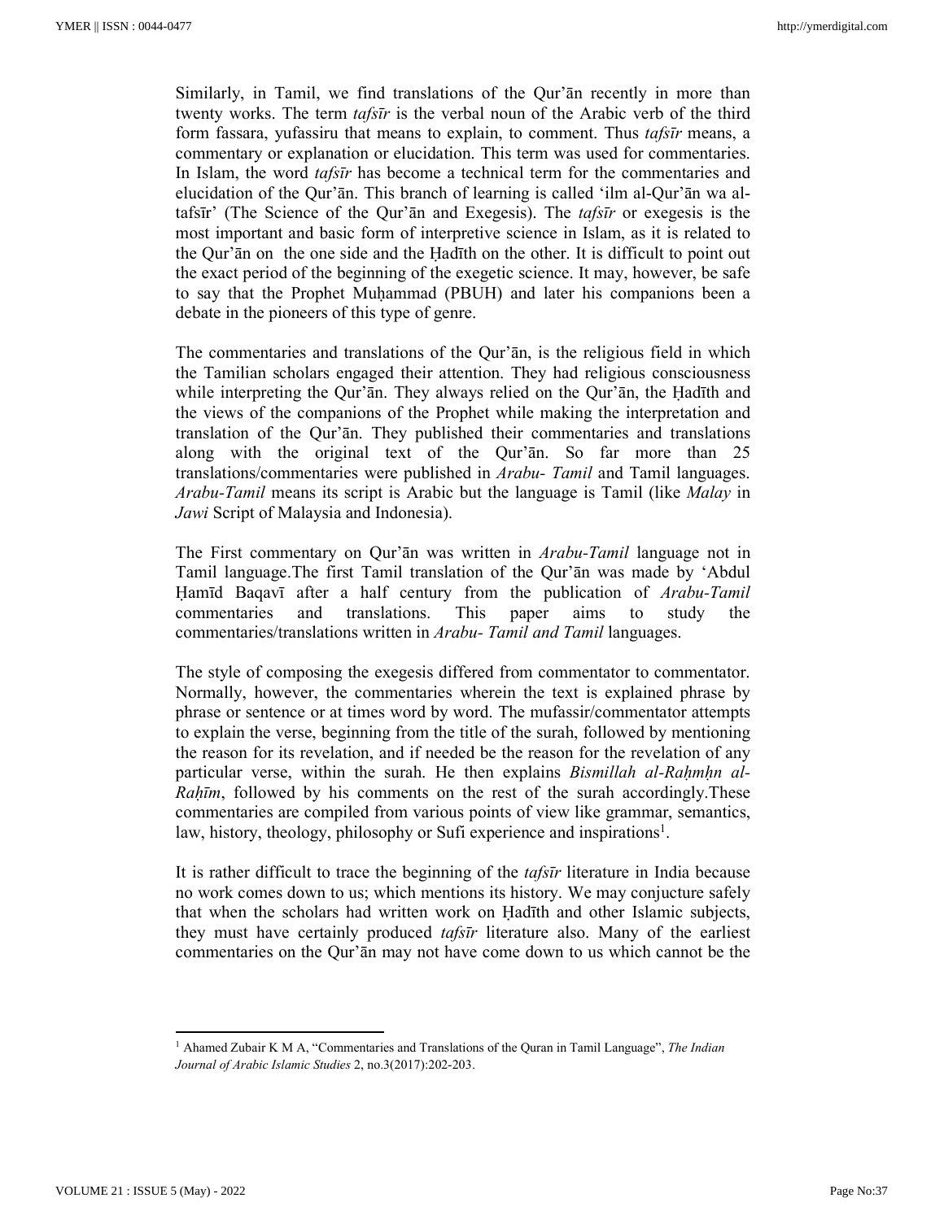Similarly, in Tamil, we find translations of the Qur'ān recently in more than twenty works. The term *tafsīr* is the verbal noun of the Arabic verb of the third form fassara, yufassiru that means to explain, to comment. Thus *tafsīr* means, a commentary or explanation or elucidation. This term was used for commentaries. In Islam, the word *tafsīr* has become a technical term for the commentaries and elucidation of the Qur'ān. This branch of learning is called 'ilm al-Qur'ān wa al-tafsīr' (The Science of the Qur'ān and Exegesis). The *tafsīr* or exegesis is the most important and basic form of interpretive science in Islam, as it is related to the Qur'ān on the one side and the Ḥadīth on the other. It is difficult to point out the exact period of the beginning of the exegetic science. It may, however, be safe to say that the Prophet Muḥammad (PBUH) and later his companions been a debate in the pioneers of this type of genre.

The commentaries and translations of the Qur'ān, is the religious field in which the Tamilian scholars engaged their attention. They had religious consciousness while interpreting the Qur'ān. They always relied on the Qur'ān, the Ḥadīth and the views of the companions of the Prophet while making the interpretation and translation of the Qur'ān. They published their commentaries and translations along with the original text of the Qur'ān. So far more than 25 translations/commentaries were published in *Arabu- Tamil* and Tamil languages. *Arabu-Tamil* means its script is Arabic but the language is Tamil (like *Malay* in *Jawi* Script of Malaysia and Indonesia).

The First commentary on Qur'ān was written in *Arabu-Tamil* language not in Tamil language.The first Tamil translation of the Qur'ān was made by 'Abdul Ḥamīd Baqavī after a half century from the publication of *Arabu-Tamil* commentaries and translations. This paper aims to study the commentaries/translations written in *Arabu- Tamil and Tamil* languages.

The style of composing the exegesis differed from commentator to commentator. Normally, however, the commentaries wherein the text is explained phrase by phrase or sentence or at times word by word. The mufassir/commentator attempts to explain the verse, beginning from the title of the surah, followed by mentioning the reason for its revelation, and if needed be the reason for the revelation of any particular verse, within the surah. He then explains *Bismillah al-Raḥmḥn al-Raḥīm*, followed by his comments on the rest of the surah accordingly.These commentaries are compiled from various points of view like grammar, semantics, law, history, theology, philosophy or Sufi experience and inspirations[1].

It is rather difficult to trace the beginning of the *tafsīr* literature in India because no work comes down to us; which mentions its history. We may conjucture safely that when the scholars had written work on Ḥadīth and other Islamic subjects, they must have certainly produced *tafsīr* literature also. Many of the earliest commentaries on the Qur'ān may not have come down to us which cannot be the

---

[1] Ahamed Zubair K M A, "Commentaries and Translations of the Quran in Tamil Language", *The Indian Journal of Arabic Islamic Studies* 2, no.3(2017):202-203.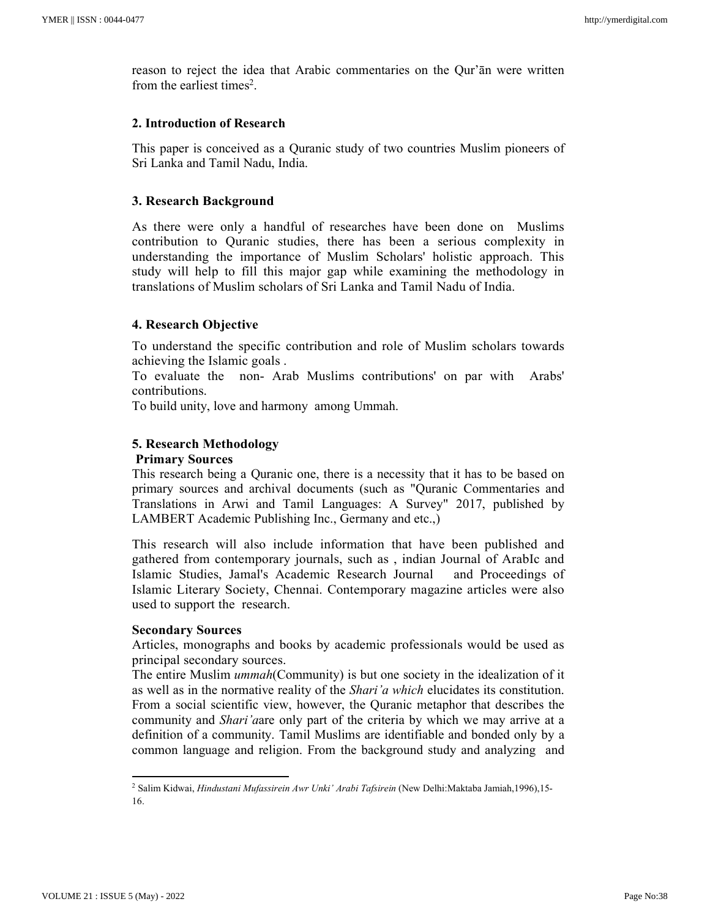reason to reject the idea that Arabic commentaries on the Qur'ān were written from the earliest times[2].

## 2. Introduction of Research

This paper is conceived as a Quranic study of two countries Muslim pioneers of Sri Lanka and Tamil Nadu, India.

## 3. Research Background

As there were only a handful of researches have been done on Muslims contribution to Quranic studies, there has been a serious complexity in understanding the importance of Muslim Scholars' holistic approach. This study will help to fill this major gap while examining the methodology in translations of Muslim scholars of Sri Lanka and Tamil Nadu of India.

## 4. Research Objective

To understand the specific contribution and role of Muslim scholars towards achieving the Islamic goals .

To evaluate the non- Arab Muslims contributions' on par with Arabs' contributions.

To build unity, love and harmony among Ummah.

## 5. Research Methodology

**Primary Sources**

This research being a Quranic one, there is a necessity that it has to be based on primary sources and archival documents (such as "Quranic Commentaries and Translations in Arwi and Tamil Languages: A Survey" 2017, published by LAMBERT Academic Publishing Inc., Germany and etc.,)

This research will also include information that have been published and gathered from contemporary journals, such as , indian Journal of ArabIc and Islamic Studies, Jamal's Academic Research Journal and Proceedings of Islamic Literary Society, Chennai. Contemporary magazine articles were also used to support the research.

**Secondary Sources**

Articles, monographs and books by academic professionals would be used as principal secondary sources.

The entire Muslim *ummah*(Community) is but one society in the idealization of it as well as in the normative reality of the *Shari'a which* elucidates its constitution. From a social scientific view, however, the Quranic metaphor that describes the community and *Shari'a*are only part of the criteria by which we may arrive at a definition of a community. Tamil Muslims are identifiable and bonded only by a common language and religion. From the background study and analyzing and

---

[2] Salim Kidwai, *Hindustani Mufassirein Awr Unki' Arabi Tafsirein* (New Delhi:Maktaba Jamiah,1996),15-16.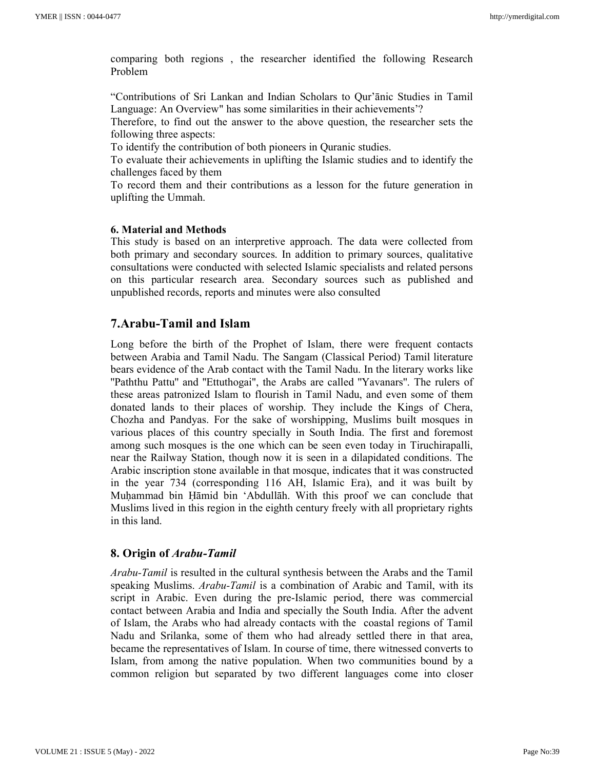comparing both regions , the researcher identified the following Research Problem

“Contributions of Sri Lankan and Indian Scholars to Qur’ānic Studies in Tamil Language: An Overview" has some similarities in their achievements’?

Therefore, to find out the answer to the above question, the researcher sets the following three aspects:

To identify the contribution of both pioneers in Quranic studies.

To evaluate their achievements in uplifting the Islamic studies and to identify the challenges faced by them

To record them and their contributions as a lesson for the future generation in uplifting the Ummah.

**6. Material and Methods**

This study is based on an interpretive approach. The data were collected from both primary and secondary sources. In addition to primary sources, qualitative consultations were conducted with selected Islamic specialists and related persons on this particular research area. Secondary sources such as published and unpublished records, reports and minutes were also consulted

## 7.Arabu-Tamil and Islam

Long before the birth of the Prophet of Islam, there were frequent contacts between Arabia and Tamil Nadu. The Sangam (Classical Period) Tamil literature bears evidence of the Arab contact with the Tamil Nadu. In the literary works like "Paththu Pattu" and "Ettuthogai", the Arabs are called "Yavanars". The rulers of these areas patronized Islam to flourish in Tamil Nadu, and even some of them donated lands to their places of worship. They include the Kings of Chera, Chozha and Pandyas. For the sake of worshipping, Muslims built mosques in various places of this country specially in South India. The first and foremost among such mosques is the one which can be seen even today in Tiruchirapalli, near the Railway Station, though now it is seen in a dilapidated conditions. The Arabic inscription stone available in that mosque, indicates that it was constructed in the year 734 (corresponding 116 AH, Islamic Era), and it was built by Muḥammad bin Ḥāmid bin ‘Abdullāh. With this proof we can conclude that Muslims lived in this region in the eighth century freely with all proprietary rights in this land.

## 8. Origin of *Arabu-Tamil*

*Arabu-Tamil* is resulted in the cultural synthesis between the Arabs and the Tamil speaking Muslims. *Arabu-Tamil* is a combination of Arabic and Tamil, with its script in Arabic. Even during the pre-Islamic period, there was commercial contact between Arabia and India and specially the South India. After the advent of Islam, the Arabs who had already contacts with the coastal regions of Tamil Nadu and Srilanka, some of them who had already settled there in that area, became the representatives of Islam. In course of time, there witnessed converts to Islam, from among the native population. When two communities bound by a common religion but separated by two different languages come into closer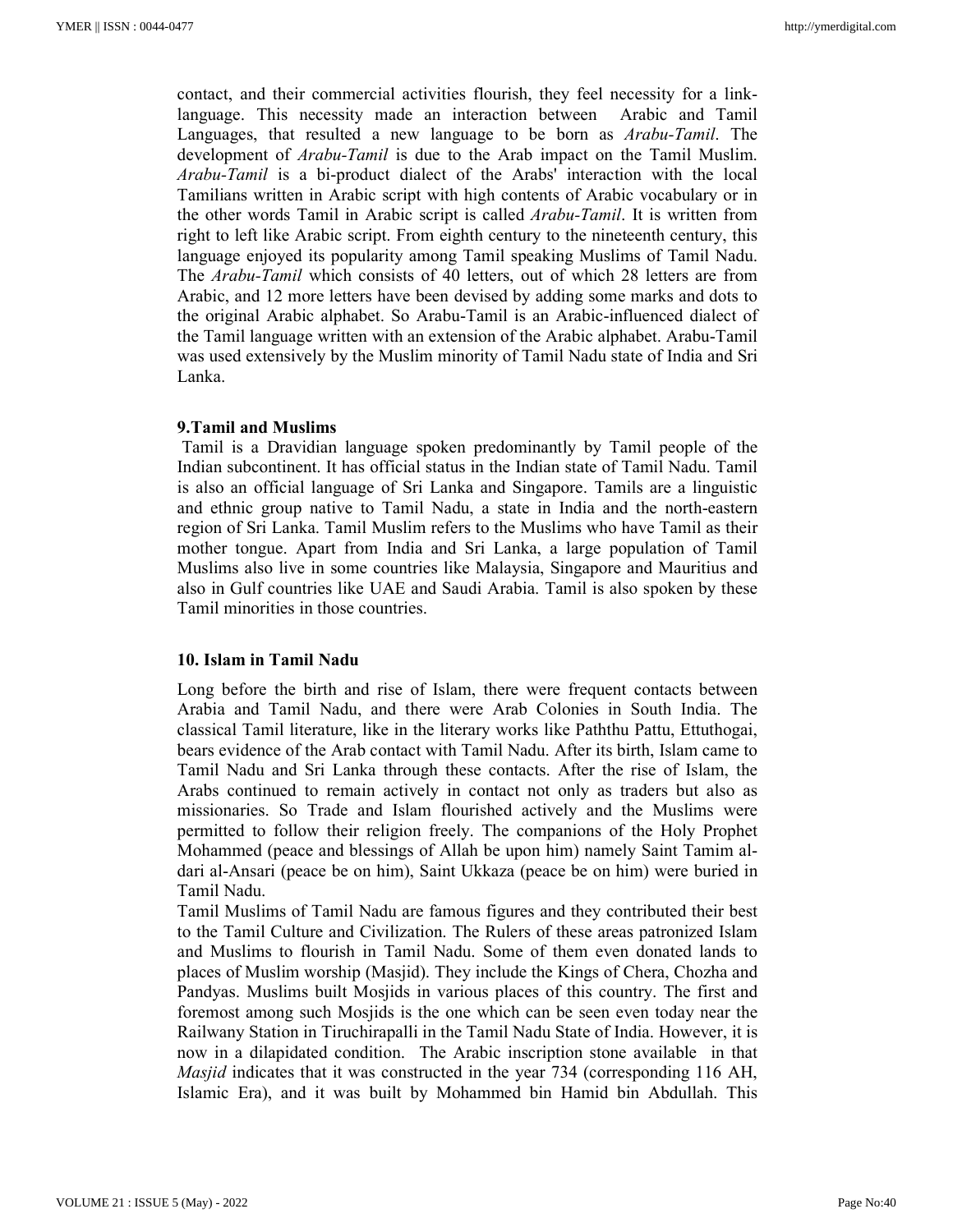contact, and their commercial activities flourish, they feel necessity for a link-language. This necessity made an interaction between Arabic and Tamil Languages, that resulted a new language to be born as *Arabu-Tamil*. The development of *Arabu-Tamil* is due to the Arab impact on the Tamil Muslim. *Arabu-Tamil* is a bi-product dialect of the Arabs' interaction with the local Tamilians written in Arabic script with high contents of Arabic vocabulary or in the other words Tamil in Arabic script is called *Arabu-Tamil*. It is written from right to left like Arabic script. From eighth century to the nineteenth century, this language enjoyed its popularity among Tamil speaking Muslims of Tamil Nadu. The *Arabu-Tamil* which consists of 40 letters, out of which 28 letters are from Arabic, and 12 more letters have been devised by adding some marks and dots to the original Arabic alphabet. So Arabu-Tamil is an Arabic-influenced dialect of the Tamil language written with an extension of the Arabic alphabet. Arabu-Tamil was used extensively by the Muslim minority of Tamil Nadu state of India and Sri Lanka.

## 9.Tamil and Muslims

Tamil is a Dravidian language spoken predominantly by Tamil people of the Indian subcontinent. It has official status in the Indian state of Tamil Nadu. Tamil is also an official language of Sri Lanka and Singapore. Tamils are a linguistic and ethnic group native to Tamil Nadu, a state in India and the north-eastern region of Sri Lanka. Tamil Muslim refers to the Muslims who have Tamil as their mother tongue. Apart from India and Sri Lanka, a large population of Tamil Muslims also live in some countries like Malaysia, Singapore and Mauritius and also in Gulf countries like UAE and Saudi Arabia. Tamil is also spoken by these Tamil minorities in those countries.

## 10. Islam in Tamil Nadu

Long before the birth and rise of Islam, there were frequent contacts between Arabia and Tamil Nadu, and there were Arab Colonies in South India. The classical Tamil literature, like in the literary works like Paththu Pattu, Ettuthogai, bears evidence of the Arab contact with Tamil Nadu. After its birth, Islam came to Tamil Nadu and Sri Lanka through these contacts. After the rise of Islam, the Arabs continued to remain actively in contact not only as traders but also as missionaries. So Trade and Islam flourished actively and the Muslims were permitted to follow their religion freely. The companions of the Holy Prophet Mohammed (peace and blessings of Allah be upon him) namely Saint Tamim al-dari al-Ansari (peace be on him), Saint Ukkaza (peace be on him) were buried in Tamil Nadu.

Tamil Muslims of Tamil Nadu are famous figures and they contributed their best to the Tamil Culture and Civilization. The Rulers of these areas patronized Islam and Muslims to flourish in Tamil Nadu. Some of them even donated lands to places of Muslim worship (Masjid). They include the Kings of Chera, Chozha and Pandyas. Muslims built Mosjids in various places of this country. The first and foremost among such Mosjids is the one which can be seen even today near the Railwany Station in Tiruchirapalli in the Tamil Nadu State of India. However, it is now in a dilapidated condition. The Arabic inscription stone available in that *Masjid* indicates that it was constructed in the year 734 (corresponding 116 AH, Islamic Era), and it was built by Mohammed bin Hamid bin Abdullah. This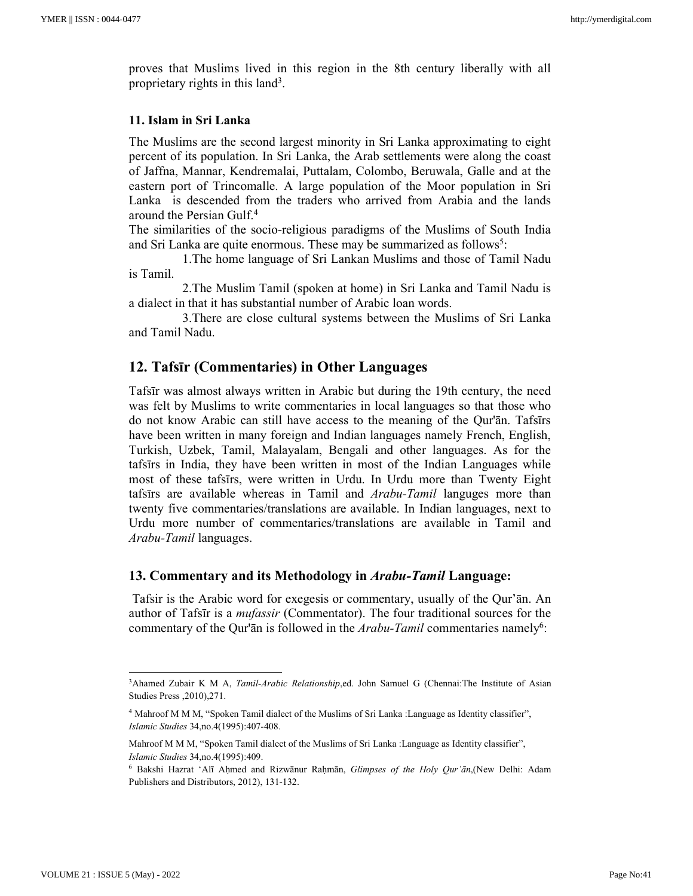proves that Muslims lived in this region in the 8th century liberally with all proprietary rights in this land[3].

### 11. Islam in Sri Lanka

The Muslims are the second largest minority in Sri Lanka approximating to eight percent of its population. In Sri Lanka, the Arab settlements were along the coast of Jaffna, Mannar, Kendremalai, Puttalam, Colombo, Beruwala, Galle and at the eastern port of Trincomalle. A large population of the Moor population in Sri Lanka is descended from the traders who arrived from Arabia and the lands around the Persian Gulf.[4]

The similarities of the socio-religious paradigms of the Muslims of South India and Sri Lanka are quite enormous. These may be summarized as follows[5]:

1. The home language of Sri Lankan Muslims and those of Tamil Nadu is Tamil.
2. The Muslim Tamil (spoken at home) in Sri Lanka and Tamil Nadu is a dialect in that it has substantial number of Arabic loan words.
3. There are close cultural systems between the Muslims of Sri Lanka and Tamil Nadu.

## 12. Tafsīr (Commentaries) in Other Languages

Tafsīr was almost always written in Arabic but during the 19th century, the need was felt by Muslims to write commentaries in local languages so that those who do not know Arabic can still have access to the meaning of the Qur'ān. Tafsīrs have been written in many foreign and Indian languages namely French, English, Turkish, Uzbek, Tamil, Malayalam, Bengali and other languages. As for the tafsīrs in India, they have been written in most of the Indian Languages while most of these tafsīrs, were written in Urdu. In Urdu more than Twenty Eight tafsīrs are available whereas in Tamil and *Arabu-Tamil* languges more than twenty five commentaries/translations are available. In Indian languages, next to Urdu more number of commentaries/translations are available in Tamil and *Arabu-Tamil* languages.

### 13. Commentary and its Methodology in *Arabu-Tamil* Language:

Tafsir is the Arabic word for exegesis or commentary, usually of the Qur'ān. An author of Tafsīr is a *mufassir* (Commentator). The four traditional sources for the commentary of the Qur'ān is followed in the *Arabu-Tamil* commentaries namely[6]:

---

[3] Ahamed Zubair K M A, *Tamil-Arabic Relationship*,ed. John Samuel G (Chennai:The Institute of Asian Studies Press ,2010),271.

[4] Mahroof M M M, "Spoken Tamil dialect of the Muslims of Sri Lanka :Language as Identity classifier", *Islamic Studies* 34,no.4(1995):407-408.

Mahroof M M M, "Spoken Tamil dialect of the Muslims of Sri Lanka :Language as Identity classifier", *Islamic Studies* 34,no.4(1995):409.

[6] Bakshi Hazrat 'Alī Aḥmed and Rizwānur Raḥmān, *Glimpses of the Holy Qur'ān*,(New Delhi: Adam Publishers and Distributors, 2012), 131-132.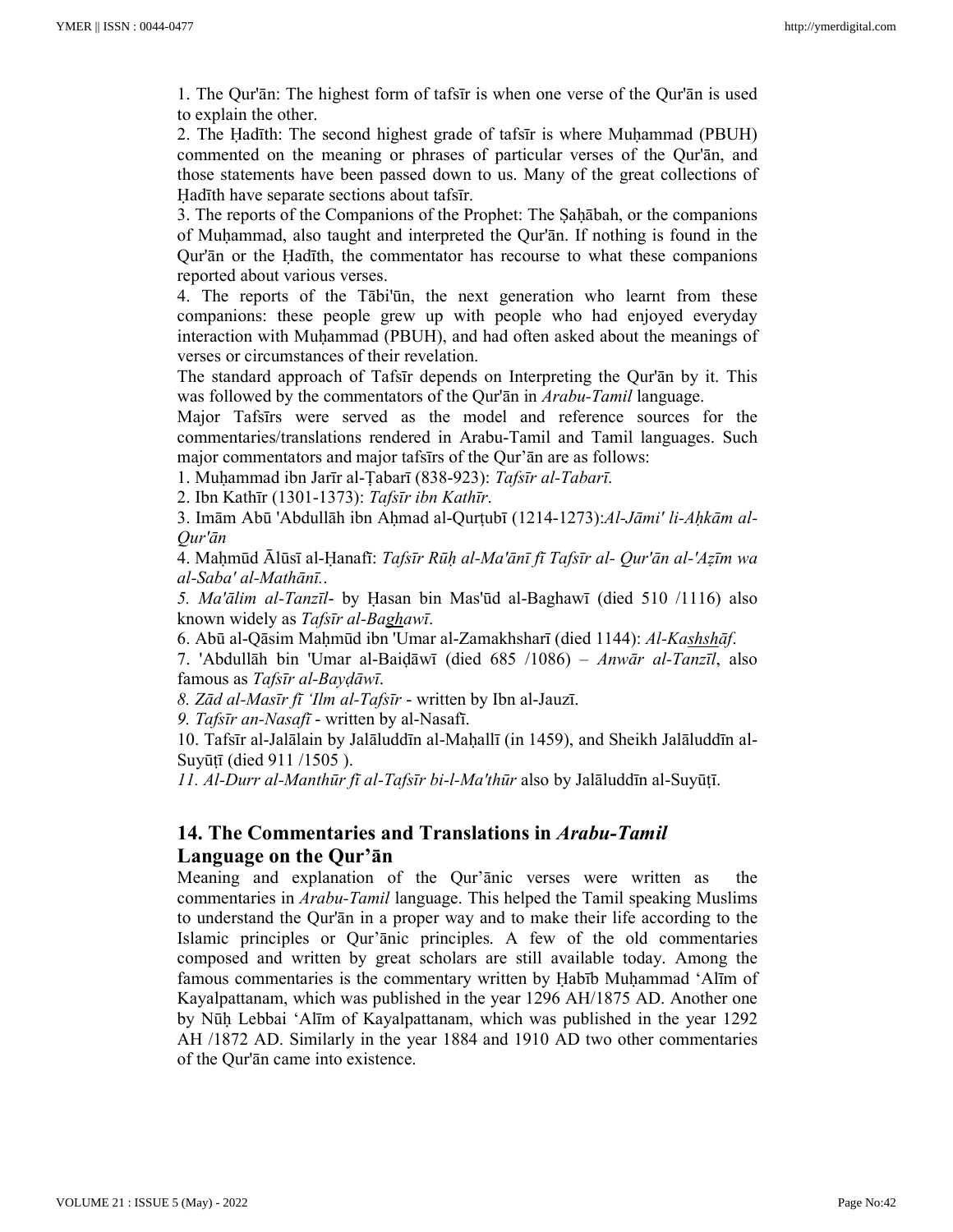1. The Qur'ān: The highest form of tafsīr is when one verse of the Qur'ān is used to explain the other.

2. The Ḥadīth: The second highest grade of tafsīr is where Muḥammad (PBUH) commented on the meaning or phrases of particular verses of the Qur'ān, and those statements have been passed down to us. Many of the great collections of Ḥadīth have separate sections about tafsīr.

3. The reports of the Companions of the Prophet: The Ṣaḥābah, or the companions of Muḥammad, also taught and interpreted the Qur'ān. If nothing is found in the Qur'ān or the Ḥadīth, the commentator has recourse to what these companions reported about various verses.

4. The reports of the Tābi'ūn, the next generation who learnt from these companions: these people grew up with people who had enjoyed everyday interaction with Muḥammad (PBUH), and had often asked about the meanings of verses or circumstances of their revelation.

The standard approach of Tafsīr depends on Interpreting the Qur'ān by it. This was followed by the commentators of the Qur'ān in *Arabu-Tamil* language.

Major Tafsīrs were served as the model and reference sources for the commentaries/translations rendered in Arabu-Tamil and Tamil languages. Such major commentators and major tafsīrs of the Qur'ān are as follows:

1. Muḥammad ibn Jarīr al-Ṭabarī (838-923): *Tafsīr al-Tabarī.*
2. Ibn Kathīr (1301-1373): *Tafsīr ibn Kathīr*.
3. Imām Abū 'Abdullāh ibn Aḥmad al-Qurṭubī (1214-1273):*Al-Jāmi' li-Aḥkām al-Qur'ān*
4. Maḥmūd Ālūsī al-Ḥanafī: *Tafsīr Rūḥ al-Ma'ānī fī Tafsīr al- Qur'ān al-'Aẓīm wa al-Saba' al-Mathānī.*.
5. *Ma'ālim al-Tanzīl*- by Ḥasan bin Mas'ūd al-Baghawī (died 510 /1116) also known widely as *Tafsīr al-Baghawī*.
6. Abū al-Qāsim Maḥmūd ibn 'Umar al-Zamakhsharī (died 1144): *Al-Kashshāf*.
7. 'Abdullāh bin 'Umar al-Baiḍāwī (died 685 /1086) – *Anwār al-Tanzīl*, also famous as *Tafsīr al-Bayḍāwī*.
8. *Zād al-Masīr fī 'Ilm al-Tafsīr* - written by Ibn al-Jauzī.
9. *Tafsīr an-Nasafī* - written by al-Nasafī.
10. Tafsīr al-Jalālain by Jalāluddīn al-Maḥallī (in 1459), and Sheikh Jalāluddīn al-Suyūṭī (died 911 /1505 ).
11. *Al-Durr al-Manthūr fī al-Tafsīr bi-l-Ma'thūr* also by Jalāluddīn al-Suyūṭī.

## 14. The Commentaries and Translations in *Arabu-Tamil* Language on the Qur'ān

Meaning and explanation of the Qur'ānic verses were written as the commentaries in *Arabu-Tamil* language. This helped the Tamil speaking Muslims to understand the Qur'ān in a proper way and to make their life according to the Islamic principles or Qur'ānic principles. A few of the old commentaries composed and written by great scholars are still available today. Among the famous commentaries is the commentary written by Ḥabīb Muḥammad 'Alīm of Kayalpattanam, which was published in the year 1296 AH/1875 AD. Another one by Nūḥ Lebbai 'Alīm of Kayalpattanam, which was published in the year 1292 AH /1872 AD. Similarly in the year 1884 and 1910 AD two other commentaries of the Qur'ān came into existence.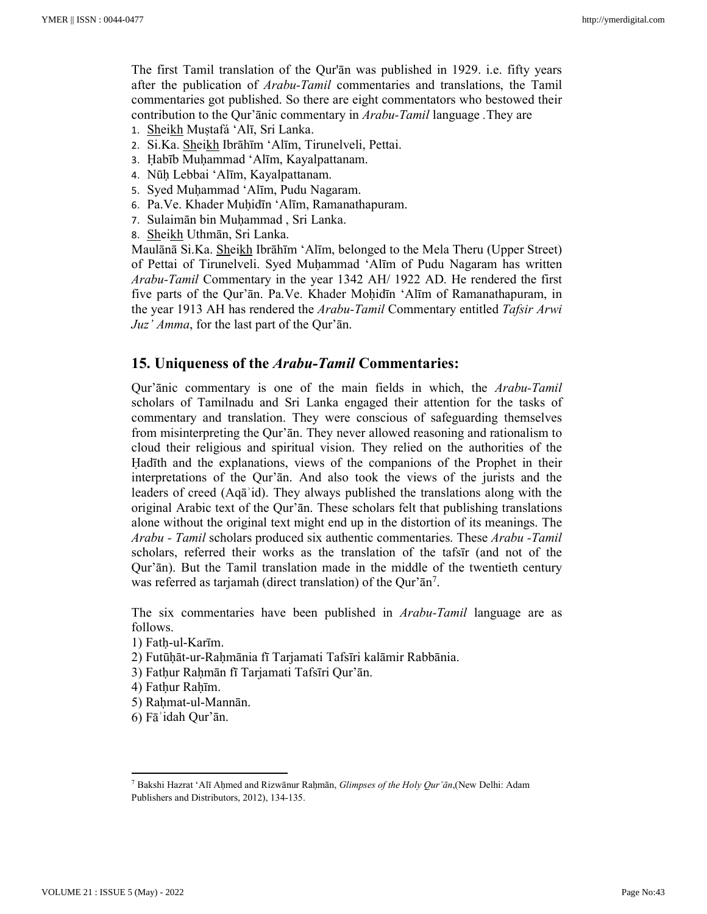The first Tamil translation of the Qur'ān was published in 1929. i.e. fifty years after the publication of *Arabu-Tamil* commentaries and translations, the Tamil commentaries got published. So there are eight commentators who bestowed their contribution to the Qur'ānic commentary in *Arabu-Tamil* language .They are

1. Sheikh Muṣṭafá 'Alī, Sri Lanka.
2. Si.Ka. Sheikh Ibrāhīm 'Alīm, Tirunelveli, Pettai.
3. Ḥabīb Muḥammad 'Alīm, Kayalpattanam.
4. Nūḥ Lebbai 'Alīm, Kayalpattanam.
5. Syed Muḥammad 'Alīm, Pudu Nagaram.
6. Pa.Ve. Khader Muḥidīn 'Alīm, Ramanathapuram.
7. Sulaimān bin Muḥammad , Sri Lanka.
8. Sheikh Uthmān, Sri Lanka.

Maulānā Si.Ka. Sheikh Ibrāhīm 'Alīm, belonged to the Mela Theru (Upper Street) of Pettai of Tirunelveli. Syed Muḥammad 'Alīm of Pudu Nagaram has written *Arabu-Tamil* Commentary in the year 1342 AH/ 1922 AD. He rendered the first five parts of the Qur'ān. Pa.Ve. Khader Moḥidīn 'Alīm of Ramanathapuram, in the year 1913 AH has rendered the *Arabu-Tamil* Commentary entitled *Tafsir Arwi Juz' Amma*, for the last part of the Qur'ān.

## 15. Uniqueness of the *Arabu-Tamil* Commentaries:

Qur'ānic commentary is one of the main fields in which, the *Arabu-Tamil* scholars of Tamilnadu and Sri Lanka engaged their attention for the tasks of commentary and translation. They were conscious of safeguarding themselves from misinterpreting the Qur'ān. They never allowed reasoning and rationalism to cloud their religious and spiritual vision. They relied on the authorities of the Ḥadīth and the explanations, views of the companions of the Prophet in their interpretations of the Qur'ān. And also took the views of the jurists and the leaders of creed (Aqāʾid). They always published the translations along with the original Arabic text of the Qur'ān. These scholars felt that publishing translations alone without the original text might end up in the distortion of its meanings. The *Arabu - Tamil* scholars produced six authentic commentaries. These *Arabu -Tamil* scholars, referred their works as the translation of the tafsīr (and not of the Qur'ān). But the Tamil translation made in the middle of the twentieth century was referred as tarjamah (direct translation) of the Qur'ān[7].

The six commentaries have been published in *Arabu-Tamil* language are as follows.

1) Fatḥ-ul-Karīm.
2) Futūḥāt-ur-Raḥmānia fī Tarjamati Tafsīri kalāmir Rabbānia.
3) Fatḥur Raḥmān fī Tarjamati Tafsīri Qur'ān.
4) Fatḥur Raḥīm.
5) Raḥmat-ul-Mannān.
6) Fāʾidah Qur'ān.

---

[7] Bakshi Hazrat 'Alī Aḥmed and Rizwānur Raḥmān, *Glimpses of the Holy Qur'ān*,(New Delhi: Adam Publishers and Distributors, 2012), 134-135.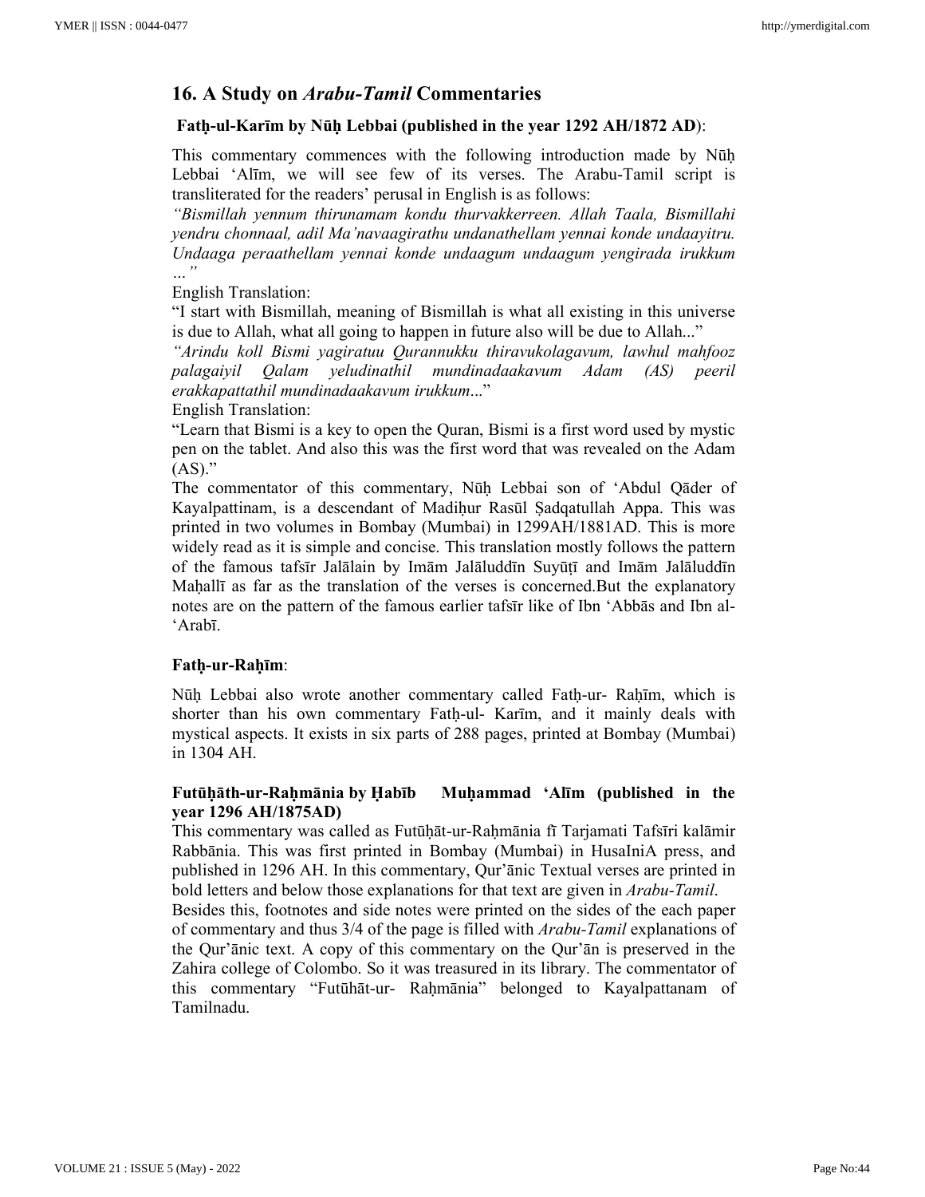## 16. A Study on *Arabu-Tamil* Commentaries

**Fatḥ-ul-Karīm by Nūḥ Lebbai (published in the year 1292 AH/1872 AD)**:

This commentary commences with the following introduction made by Nūḥ Lebbai 'Alīm, we will see few of its verses. The Arabu-Tamil script is transliterated for the readers' perusal in English is as follows:

*"Bismillah yennum thirunamam kondu thurvakkerreen. Allah Taala, Bismillahi yendru chonnaal, adil Ma'navaagirathu undanathellam yennai konde undaayitru. Undaaga peraathellam yennai konde undaagum undaagum yengirada irukkum …"*

English Translation:

"I start with Bismillah, meaning of Bismillah is what all existing in this universe is due to Allah, what all going to happen in future also will be due to Allah..."

*"Arindu koll Bismi yagiratuu Qurannukku thiravukolagavum, lawhul mahfooz palagaiyil Qalam yeludinathil mundinadaakavum Adam (AS) peeril erakkapattathil mundinadaakavum irukkum...*"

English Translation:

"Learn that Bismi is a key to open the Quran, Bismi is a first word used by mystic pen on the tablet. And also this was the first word that was revealed on the Adam (AS)."

The commentator of this commentary, Nūḥ Lebbai son of 'Abdul Qāder of Kayalpattinam, is a descendant of Madiḥur Rasūl Ṣadqatullah Appa. This was printed in two volumes in Bombay (Mumbai) in 1299AH/1881AD. This is more widely read as it is simple and concise. This translation mostly follows the pattern of the famous tafsīr Jalālain by Imām Jalāluddīn Suyūṭī and Imām Jalāluddīn Maḥallī as far as the translation of the verses is concerned.But the explanatory notes are on the pattern of the famous earlier tafsīr like of Ibn 'Abbās and Ibn al-'Arabī.

**Fatḥ-ur-Raḥīm**:

Nūḥ Lebbai also wrote another commentary called Fatḥ-ur- Raḥīm, which is shorter than his own commentary Fatḥ-ul- Karīm, and it mainly deals with mystical aspects. It exists in six parts of 288 pages, printed at Bombay (Mumbai) in 1304 AH.

**Futūḥāth-ur-Raḥmānia by Ḥabīb Muḥammad 'Alīm (published in the year 1296 AH/1875AD)**

This commentary was called as Futūḥāt-ur-Raḥmānia fī Tarjamati Tafsīri kalāmir Rabbānia. This was first printed in Bombay (Mumbai) in HusaIniA press, and published in 1296 AH. In this commentary, Qur'ānic Textual verses are printed in bold letters and below those explanations for that text are given in *Arabu-Tamil*.

Besides this, footnotes and side notes were printed on the sides of the each paper of commentary and thus 3/4 of the page is filled with *Arabu-Tamil* explanations of the Qur'ānic text. A copy of this commentary on the Qur'ān is preserved in the Zahira college of Colombo. So it was treasured in its library. The commentator of this commentary "Futūhāt-ur- Raḥmānia" belonged to Kayalpattanam of Tamilnadu.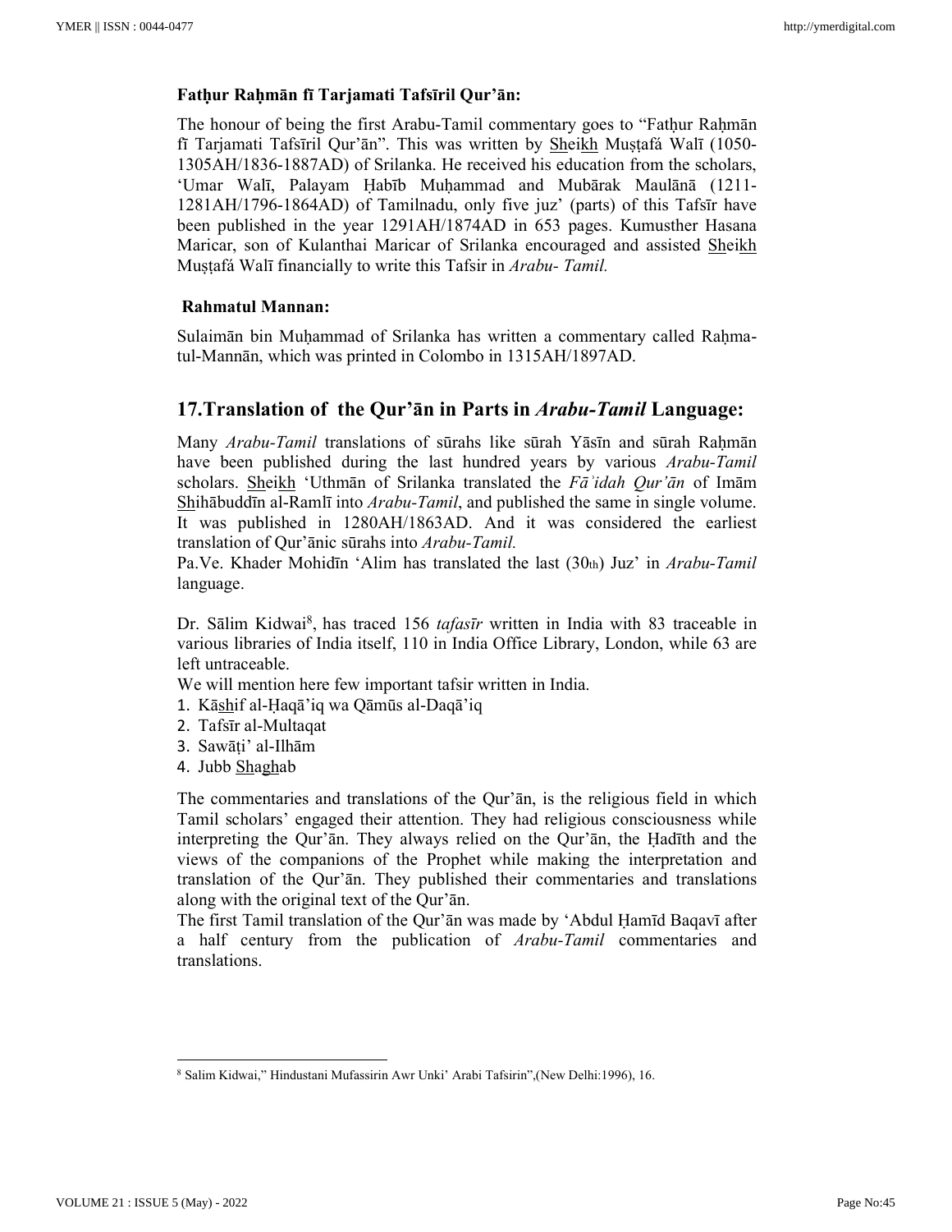**Fatḥur Raḥmān fī Tarjamati Tafsīril Qur'ān:**

The honour of being the first Arabu-Tamil commentary goes to "Fatḥur Raḥmān fī Tarjamati Tafsīril Qur'ān". This was written by Sheikh Muṣṭafá Walī (1050-1305AH/1836-1887AD) of Srilanka. He received his education from the scholars, 'Umar Walī, Palayam Ḥabīb Muḥammad and Mubārak Maulānā (1211-1281AH/1796-1864AD) of Tamilnadu, only five juz' (parts) of this Tafsīr have been published in the year 1291AH/1874AD in 653 pages. Kumusther Hasana Maricar, son of Kulanthai Maricar of Srilanka encouraged and assisted Sheikh Muṣṭafá Walī financially to write this Tafsir in *Arabu- Tamil.*

**Rahmatul Mannan:**

Sulaimān bin Muḥammad of Srilanka has written a commentary called Raḥma-tul-Mannān, which was printed in Colombo in 1315AH/1897AD.

## 17.Translation of the Qur'ān in Parts in *Arabu-Tamil* Language:

Many *Arabu-Tamil* translations of sūrahs like sūrah Yāsīn and sūrah Raḥmān have been published during the last hundred years by various *Arabu-Tamil* scholars. Sheikh 'Uthmān of Srilanka translated the *Fāʾidah Qur'ān* of Imām Shihābuddīn al-Ramlī into *Arabu-Tamil*, and published the same in single volume. It was published in 1280AH/1863AD. And it was considered the earliest translation of Qur'ānic sūrahs into *Arabu-Tamil.*

Pa.Ve. Khader Mohidīn 'Alim has translated the last (30th) Juz' in *Arabu-Tamil* language.

Dr. Sālim Kidwai[8], has traced 156 *tafasīr* written in India with 83 traceable in various libraries of India itself, 110 in India Office Library, London, while 63 are left untraceable.

We will mention here few important tafsir written in India.

1. Kāshif al-Ḥaqā'iq wa Qāmūs al-Daqā'iq
2. Tafsīr al-Multaqat
3. Sawāṭi' al-Ilhām
4. Jubb Shaghab

The commentaries and translations of the Qur'ān, is the religious field in which Tamil scholars' engaged their attention. They had religious consciousness while interpreting the Qur'ān. They always relied on the Qur'ān, the Ḥadīth and the views of the companions of the Prophet while making the interpretation and translation of the Qur'ān. They published their commentaries and translations along with the original text of the Qur'ān.

The first Tamil translation of the Qur'ān was made by 'Abdul Ḥamīd Baqavī after a half century from the publication of *Arabu-Tamil* commentaries and translations.

---

[8] Salim Kidwai," Hindustani Mufassirin Awr Unki' Arabi Tafsirin",(New Delhi:1996), 16.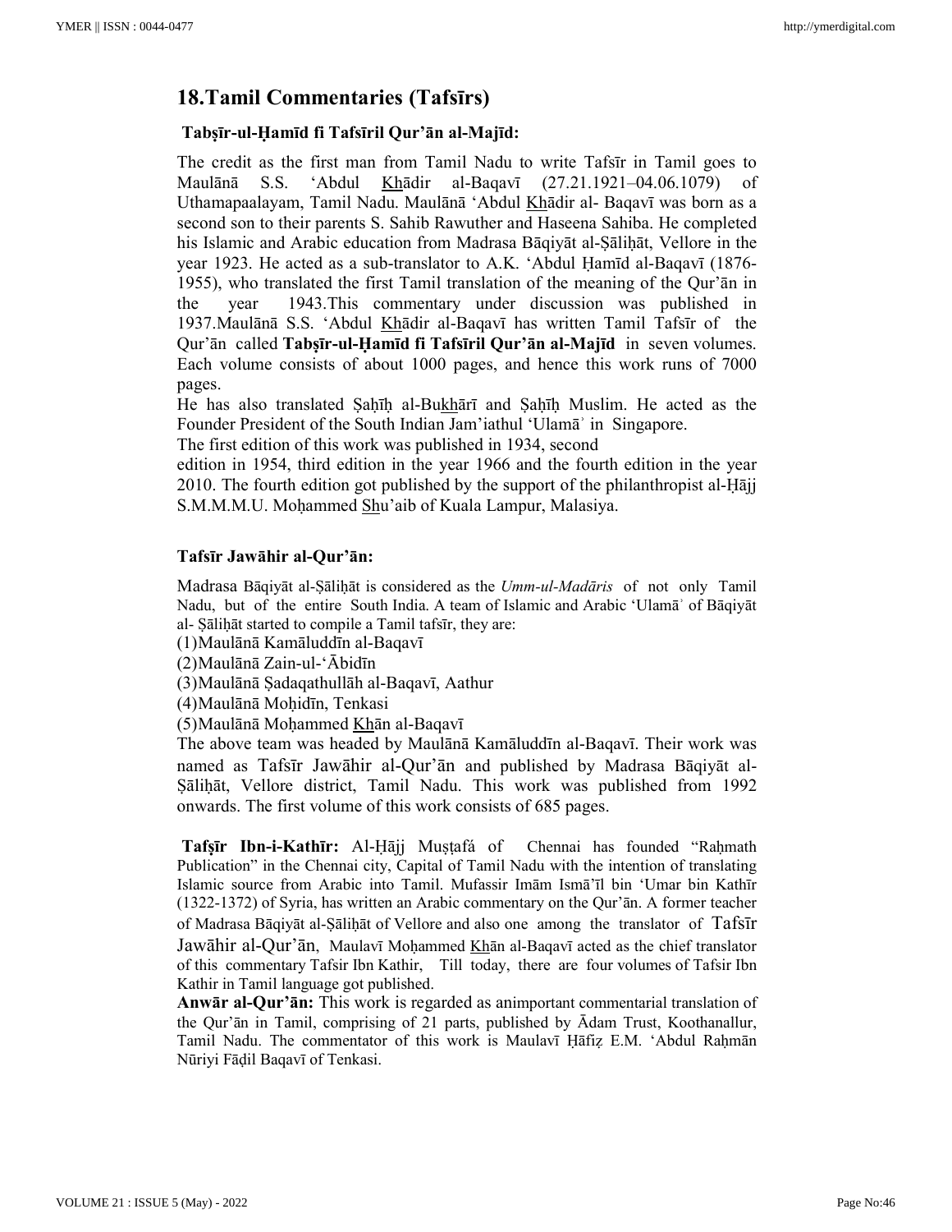## 18.Tamil Commentaries (Tafsīrs)

### Tabṣīr-ul-Ḥamīd fi Tafsīril Qur'ān al-Majīd:

The credit as the first man from Tamil Nadu to write Tafsīr in Tamil goes to Maulānā S.S. 'Abdul Khādir al-Baqavī (27.21.1921–04.06.1079) of Uthamapaalayam, Tamil Nadu. Maulānā 'Abdul Khādir al- Baqavī was born as a second son to their parents S. Sahib Rawuther and Haseena Sahiba. He completed his Islamic and Arabic education from Madrasa Bāqiyāt al-Ṣāliḥāt, Vellore in the year 1923. He acted as a sub-translator to A.K. 'Abdul Ḥamīd al-Baqavī (1876-1955), who translated the first Tamil translation of the meaning of the Qur'ān in the year 1943.This commentary under discussion was published in 1937.Maulānā S.S. 'Abdul Khādir al-Baqavī has written Tamil Tafsīr of the Qur'ān called **Tabṣīr-ul-Ḥamīd fi Tafsīril Qur'ān al-Majīd** in seven volumes. Each volume consists of about 1000 pages, and hence this work runs of 7000 pages.

He has also translated Ṣaḥīḥ al-Bukhārī and Ṣaḥīḥ Muslim. He acted as the Founder President of the South Indian Jam'iathul 'Ulamāʾ in Singapore.

The first edition of this work was published in 1934, second edition in 1954, third edition in the year 1966 and the fourth edition in the year 2010. The fourth edition got published by the support of the philanthropist al-Ḥājj S.M.M.M.U. Moḥammed Shu'aib of Kuala Lampur, Malasiya.

### Tafsīr Jawāhir al-Qur'ān:

Madrasa Bāqiyāt al-Ṣāliḥāt is considered as the *Umm-ul-Madāris* of not only Tamil Nadu, but of the entire South India. A team of Islamic and Arabic 'Ulamāʾ of Bāqiyāt al- Ṣāliḥāt started to compile a Tamil tafsīr, they are:

(1)Maulānā Kamāluddīn al-Baqavī

(2)Maulānā Zain-ul-'Ābidīn

(3)Maulānā Ṣadaqathullāh al-Baqavī, Aathur

(4)Maulānā Moḥidīn, Tenkasi

(5)Maulānā Moḥammed Khān al-Baqavī

The above team was headed by Maulānā Kamāluddīn al-Baqavī. Their work was named as Tafsīr Jawāhir al-Qur'ān and published by Madrasa Bāqiyāt al-Ṣāliḥāt, Vellore district, Tamil Nadu. This work was published from 1992 onwards. The first volume of this work consists of 685 pages.

**Tafṣīr Ibn-i-Kathīr:** Al-Ḥājj Muṣṭafá of Chennai has founded "Raḥmath Publication" in the Chennai city, Capital of Tamil Nadu with the intention of translating Islamic source from Arabic into Tamil. Mufassir Imām Ismā'īl bin 'Umar bin Kathīr (1322-1372) of Syria, has written an Arabic commentary on the Qur'ān. A former teacher of Madrasa Bāqiyāt al-Ṣāliḥāt of Vellore and also one among the translator of Tafsīr Jawāhir al-Qur'ān, Maulavī Moḥammed Khān al-Baqavī acted as the chief translator of this commentary Tafsir Ibn Kathir, Till today, there are four volumes of Tafsir Ibn Kathir in Tamil language got published.

**Anwār al-Qur'ān:** This work is regarded as animportant commentarial translation of the Qur'ān in Tamil, comprising of 21 parts, published by Ādam Trust, Koothanallur, Tamil Nadu. The commentator of this work is Maulavī Ḥāfiẓ E.M. 'Abdul Raḥmān Nūriyi Fāḍil Baqavī of Tenkasi.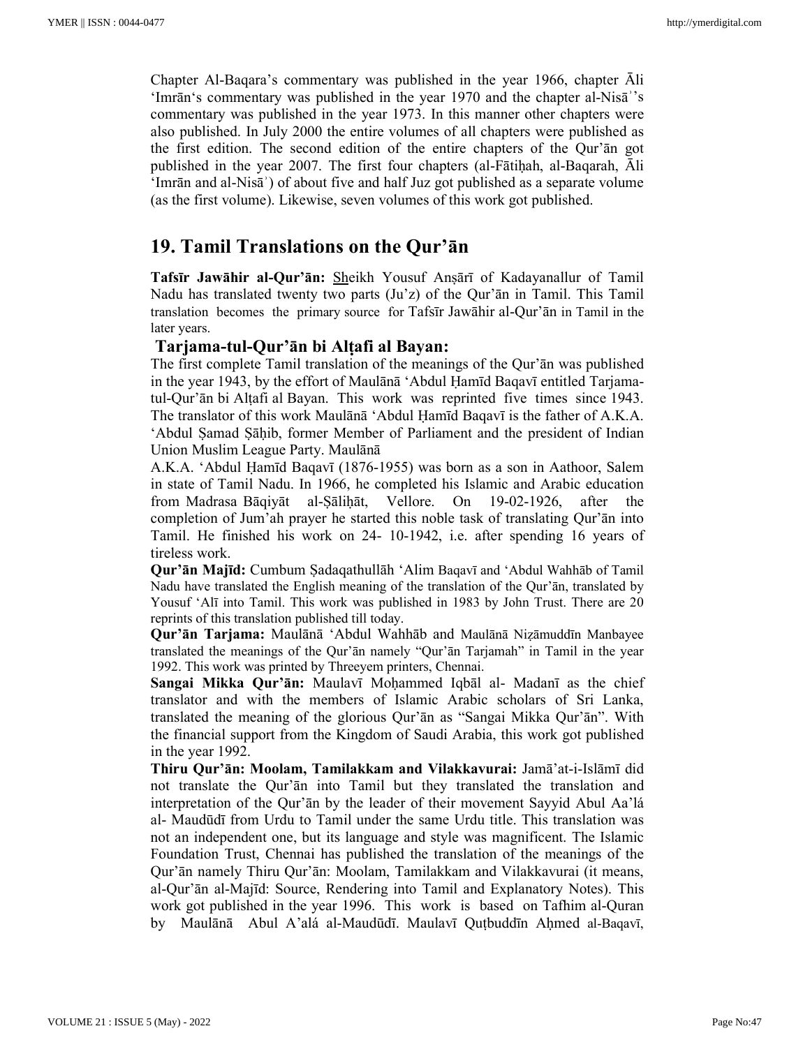Chapter Al-Baqara's commentary was published in the year 1966, chapter Āli 'Imrān's commentary was published in the year 1970 and the chapter al-Nisāʾ's commentary was published in the year 1973. In this manner other chapters were also published. In July 2000 the entire volumes of all chapters were published as the first edition. The second edition of the entire chapters of the Qur'ān got published in the year 2007. The first four chapters (al-Fātiḥah, al-Baqarah, Āli 'Imrān and al-Nisāʾ) of about five and half Juz got published as a separate volume (as the first volume). Likewise, seven volumes of this work got published.

## 19. Tamil Translations on the Qur'ān

**Tafsīr Jawāhir al-Qur'ān:** Sheikh Yousuf Anṣārī of Kadayanallur of Tamil Nadu has translated twenty two parts (Ju'z) of the Qur'ān in Tamil. This Tamil translation becomes the primary source for Tafsīr Jawāhir al-Qur'ān in Tamil in the later years.

### Tarjama-tul-Qur'ān bi Alṭafi al Bayan:

The first complete Tamil translation of the meanings of the Qur'ān was published in the year 1943, by the effort of Maulānā 'Abdul Ḥamīd Baqavī entitled Tarjama-tul-Qur'ān bi Alṭafi al Bayan. This work was reprinted five times since 1943. The translator of this work Maulānā 'Abdul Ḥamīd Baqavī is the father of A.K.A. 'Abdul Ṣamad Ṣāḥib, former Member of Parliament and the president of Indian Union Muslim League Party. Maulānā A.K.A. 'Abdul Ḥamīd Baqavī (1876-1955) was born as a son in Aathoor, Salem in state of Tamil Nadu. In 1966, he completed his Islamic and Arabic education from Madrasa Bāqiyāt al-Ṣāliḥāt, Vellore. On 19-02-1926, after the completion of Jum'ah prayer he started this noble task of translating Qur'ān into Tamil. He finished his work on 24- 10-1942, i.e. after spending 16 years of tireless work.

**Qur'ān Majīd:** Cumbum Ṣadaqathullāh 'Alim Baqavī and 'Abdul Wahhāb of Tamil Nadu have translated the English meaning of the translation of the Qur'ān, translated by Yousuf 'Alī into Tamil. This work was published in 1983 by John Trust. There are 20 reprints of this translation published till today.

**Qur'ān Tarjama:** Maulānā 'Abdul Wahhāb and Maulānā Niẓāmuddīn Manbayee translated the meanings of the Qur'ān namely "Qur'ān Tarjamah" in Tamil in the year 1992. This work was printed by Threeyem printers, Chennai.

**Sangai Mikka Qur'ān:** Maulavī Moḥammed Iqbāl al- Madanī as the chief translator and with the members of Islamic Arabic scholars of Sri Lanka, translated the meaning of the glorious Qur'ān as "Sangai Mikka Qur'ān". With the financial support from the Kingdom of Saudi Arabia, this work got published in the year 1992.

**Thiru Qur'ān: Moolam, Tamilakkam and Vilakkavurai:** Jamā'at-i-Islāmī did not translate the Qur'ān into Tamil but they translated the translation and interpretation of the Qur'ān by the leader of their movement Sayyid Abul Aa'lá al- Maudūdī from Urdu to Tamil under the same Urdu title. This translation was not an independent one, but its language and style was magnificent. The Islamic Foundation Trust, Chennai has published the translation of the meanings of the Qur'ān namely Thiru Qur'ān: Moolam, Tamilakkam and Vilakkavurai (it means, al-Qur'ān al-Majīd: Source, Rendering into Tamil and Explanatory Notes). This work got published in the year 1996. This work is based on Tafhim al-Quran by Maulānā Abul A'alá al-Maudūdī. Maulavī Quṭbuddīn Aḥmed al-Baqavī,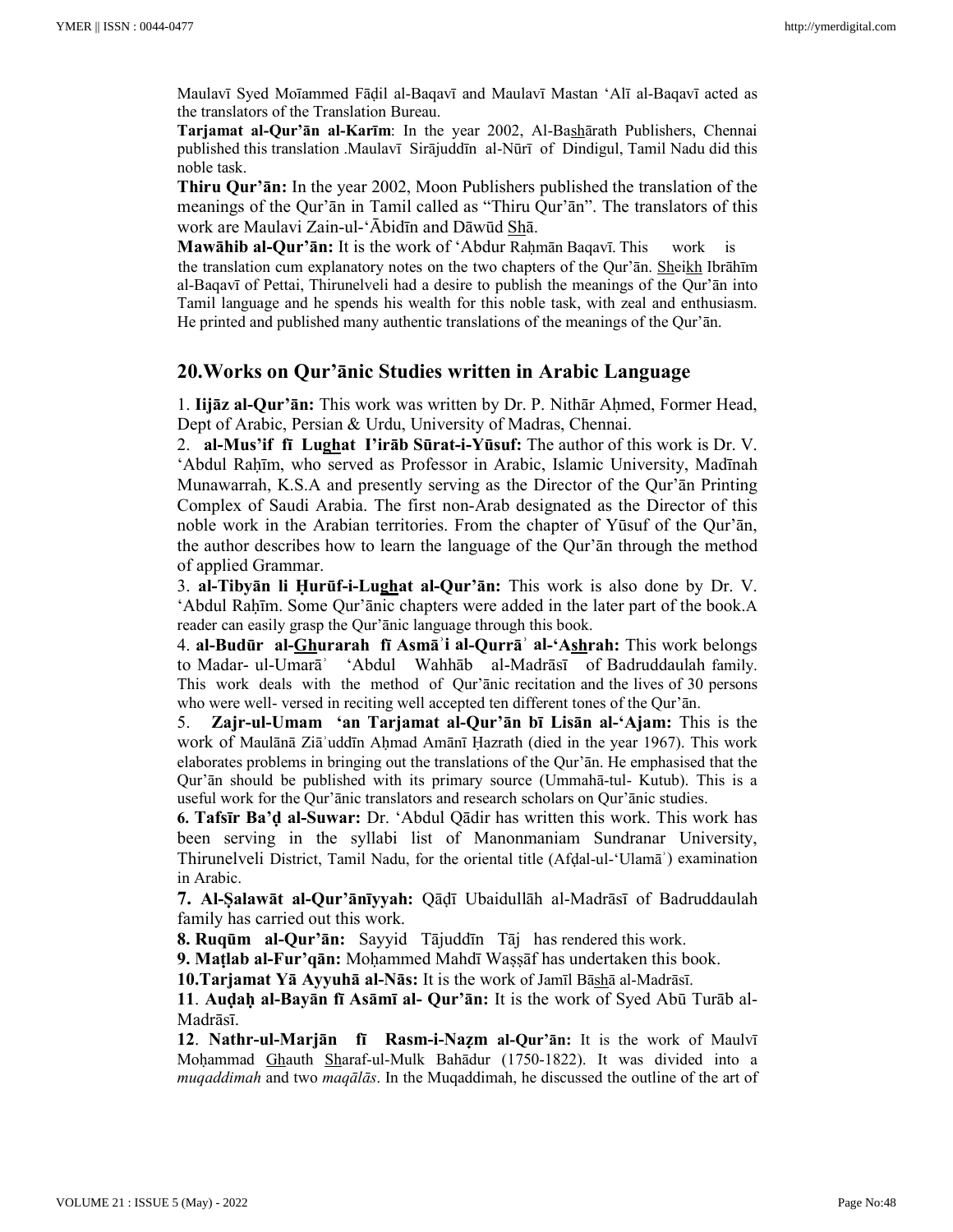Maulavī Syed Moīammed Fāḍil al-Baqavī and Maulavī Mastan 'Alī al-Baqavī acted as the translators of the Translation Bureau.

**Tarjamat al-Qur'ān al-Karīm**: In the year 2002, Al-Bashārath Publishers, Chennai published this translation .Maulavī Sirājuddīn al-Nūrī of Dindigul, Tamil Nadu did this noble task.

**Thiru Qur'ān:** In the year 2002, Moon Publishers published the translation of the meanings of the Qur'ān in Tamil called as "Thiru Qur'ān". The translators of this work are Maulavi Zain-ul-'Ābidīn and Dāwūd Shā.

**Mawāhib al-Qur'ān:** It is the work of 'Abdur Raḥmān Baqavī. This work is the translation cum explanatory notes on the two chapters of the Qur'ān. Sheikh Ibrāhīm al-Baqavī of Pettai, Thirunelveli had a desire to publish the meanings of the Qur'ān into Tamil language and he spends his wealth for this noble task, with zeal and enthusiasm. He printed and published many authentic translations of the meanings of the Qur'ān.

## 20.Works on Qur'ānic Studies written in Arabic Language

1. **Iijāz al-Qur'ān:** This work was written by Dr. P. Nithār Aḥmed, Former Head, Dept of Arabic, Persian & Urdu, University of Madras, Chennai.

2. **al-Mus'if fī Lughat I'irāb Sūrat-i-Yūsuf:** The author of this work is Dr. V. 'Abdul Raḥīm, who served as Professor in Arabic, Islamic University, Madīnah Munawarrah, K.S.A and presently serving as the Director of the Qur'ān Printing Complex of Saudi Arabia. The first non-Arab designated as the Director of this noble work in the Arabian territories. From the chapter of Yūsuf of the Qur'ān, the author describes how to learn the language of the Qur'ān through the method of applied Grammar.

3. **al-Tibyān li Ḥurūf-i-Lughat al-Qur'ān:** This work is also done by Dr. V. 'Abdul Raḥīm. Some Qur'ānic chapters were added in the later part of the book.A reader can easily grasp the Qur'ānic language through this book.

4. **al-Budūr al-Ghurarah fī Asmāʾi al-Qurrāʾ al-'Ashrah:** This work belongs to Madar- ul-Umarāʾ 'Abdul Wahhāb al-Madrāsī of Badruddaulah family. This work deals with the method of Qur'ānic recitation and the lives of 30 persons who were well- versed in reciting well accepted ten different tones of the Qur'ān.

5. **Zajr-ul-Umam 'an Tarjamat al-Qur'ān bī Lisān al-'Ajam:** This is the work of Maulānā Ziāʾuddīn Aḥmad Amānī Ḥazrath (died in the year 1967). This work elaborates problems in bringing out the translations of the Qur'ān. He emphasised that the Qur'ān should be published with its primary source (Ummahā-tul- Kutub). This is a useful work for the Qur'ānic translators and research scholars on Qur'ānic studies.

6. **Tafsīr Ba'ḍ al-Suwar:** Dr. 'Abdul Qādir has written this work. This work has been serving in the syllabi list of Manonmaniam Sundranar University, Thirunelveli District, Tamil Nadu, for the oriental title (Afḍal-ul-'Ulamāʾ) examination in Arabic.

7. **Al-Ṣalawāt al-Qur'ānīyyah:** Qāḍī Ubaidullāh al-Madrāsī of Badruddaulah family has carried out this work.

8. **Ruqūm al-Qur'ān:** Sayyid Tājuddīn Tāj has rendered this work.

9. **Maṭlab al-Fur'qān:** Moḥammed Mahdī Waṣṣāf has undertaken this book.

10. **Tarjamat Yā Ayyuhā al-Nās:** It is the work of Jamīl Bāshā al-Madrāsī.

11. **Auḍaḥ al-Bayān fī Asāmī al- Qur'ān:** It is the work of Syed Abū Turāb al-Madrāsī.

12. **Nathr-ul-Marjān fī Rasm-i-Naẓm al-Qur'ān:** It is the work of Maulvī Moḥammad Ghauth Sharaf-ul-Mulk Bahādur (1750-1822). It was divided into a *muqaddimah* and two *maqālās*. In the Muqaddimah, he discussed the outline of the art of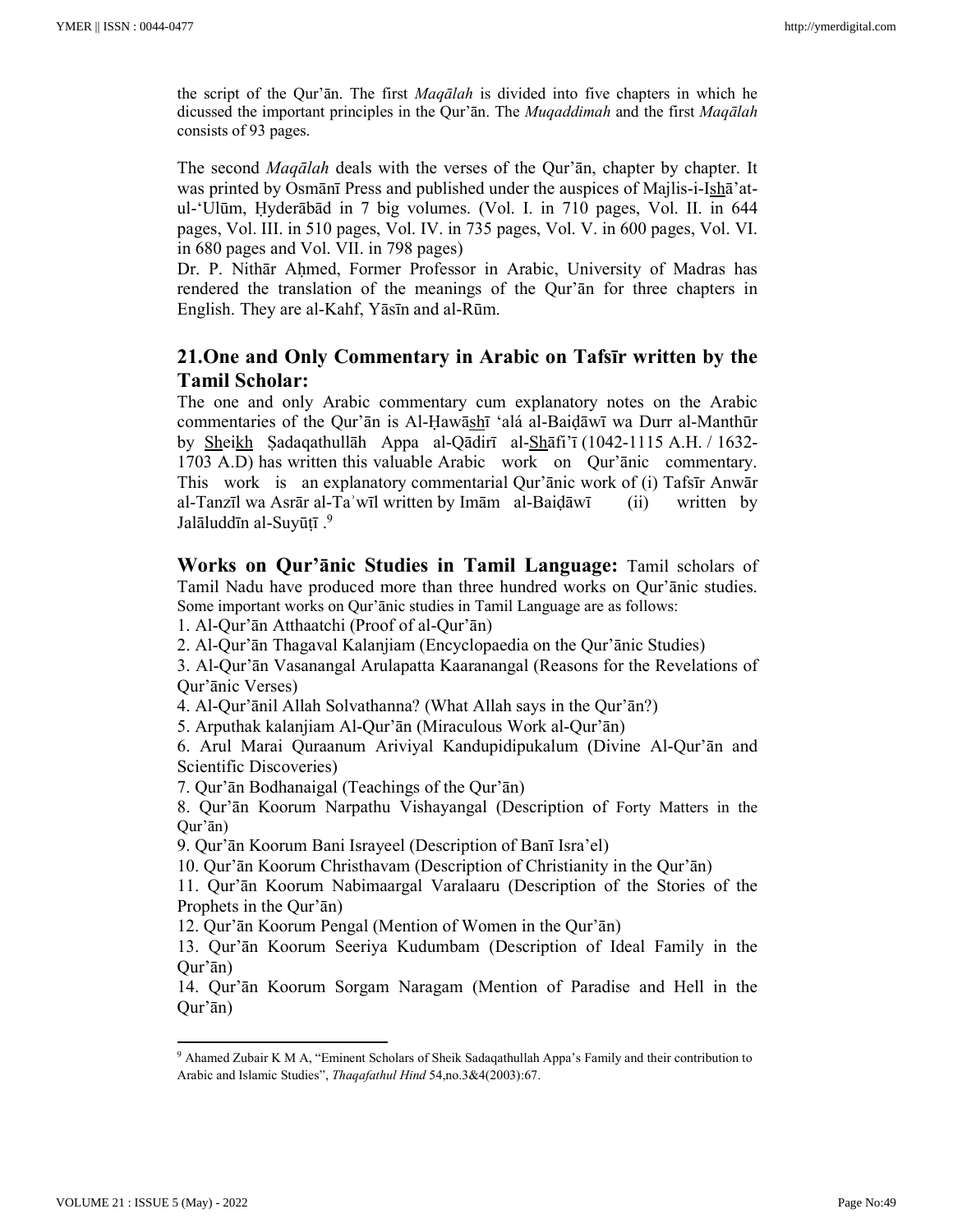the script of the Qur'ān. The first *Maqālah* is divided into five chapters in which he dicussed the important principles in the Qur'ān. The *Muqaddimah* and the first *Maqālah* consists of 93 pages.

The second *Maqālah* deals with the verses of the Qur'ān, chapter by chapter. It was printed by Osmānī Press and published under the auspices of Majlis-i-Ishā'at-ul-'Ulūm, Ḥyderābād in 7 big volumes. (Vol. I. in 710 pages, Vol. II. in 644 pages, Vol. III. in 510 pages, Vol. IV. in 735 pages, Vol. V. in 600 pages, Vol. VI. in 680 pages and Vol. VII. in 798 pages)

Dr. P. Nithār Aḥmed, Former Professor in Arabic, University of Madras has rendered the translation of the meanings of the Qur'ān for three chapters in English. They are al-Kahf, Yāsīn and al-Rūm.

## 21.One and Only Commentary in Arabic on Tafsīr written by the Tamil Scholar:

The one and only Arabic commentary cum explanatory notes on the Arabic commentaries of the Qur'ān is Al-Ḥawāshī 'alá al-Baiḍāwī wa Durr al-Manthūr by Sheikh Ṣadaqathullāh Appa al-Qādirī al-Shāfi'ī (1042-1115 A.H. / 1632-1703 A.D) has written this valuable Arabic work on Qur'ānic commentary. This work is an explanatory commentarial Qur'ānic work of (i) Tafsīr Anwār al-Tanzīl wa Asrār al-Taʾwīl written by Imām al-Baiḍāwī (ii) written by Jalāluddīn al-Suyūṭī .[9]

**Works on Qur'ānic Studies in Tamil Language:** Tamil scholars of Tamil Nadu have produced more than three hundred works on Qur'ānic studies. Some important works on Qur'ānic studies in Tamil Language are as follows:

1. Al-Qur'ān Atthaatchi (Proof of al-Qur'ān)
2. Al-Qur'ān Thagaval Kalanjiam (Encyclopaedia on the Qur'ānic Studies)
3. Al-Qur'ān Vasanangal Arulapatta Kaaranangal (Reasons for the Revelations of Qur'ānic Verses)
4. Al-Qur'ānil Allah Solvathanna? (What Allah says in the Qur'ān?)
5. Arputhak kalanjiam Al-Qur'ān (Miraculous Work al-Qur'ān)
6. Arul Marai Quraanum Ariviyal Kandupidipukalum (Divine Al-Qur'ān and Scientific Discoveries)
7. Qur'ān Bodhanaigal (Teachings of the Qur'ān)
8. Qur'ān Koorum Narpathu Vishayangal (Description of Forty Matters in the Qur'ān)
9. Qur'ān Koorum Bani Israyeel (Description of Banī Isra'el)
10. Qur'ān Koorum Christhavam (Description of Christianity in the Qur'ān)
11. Qur'ān Koorum Nabimaargal Varalaaru (Description of the Stories of the Prophets in the Qur'ān)
12. Qur'ān Koorum Pengal (Mention of Women in the Qur'ān)
13. Qur'ān Koorum Seeriya Kudumbam (Description of Ideal Family in the Qur'ān)
14. Qur'ān Koorum Sorgam Naragam (Mention of Paradise and Hell in the Qur'ān)

---

[9] Ahamed Zubair K M A, "Eminent Scholars of Sheik Sadaqathullah Appa's Family and their contribution to Arabic and Islamic Studies", *Thaqafathul Hind* 54,no.3&4(2003):67.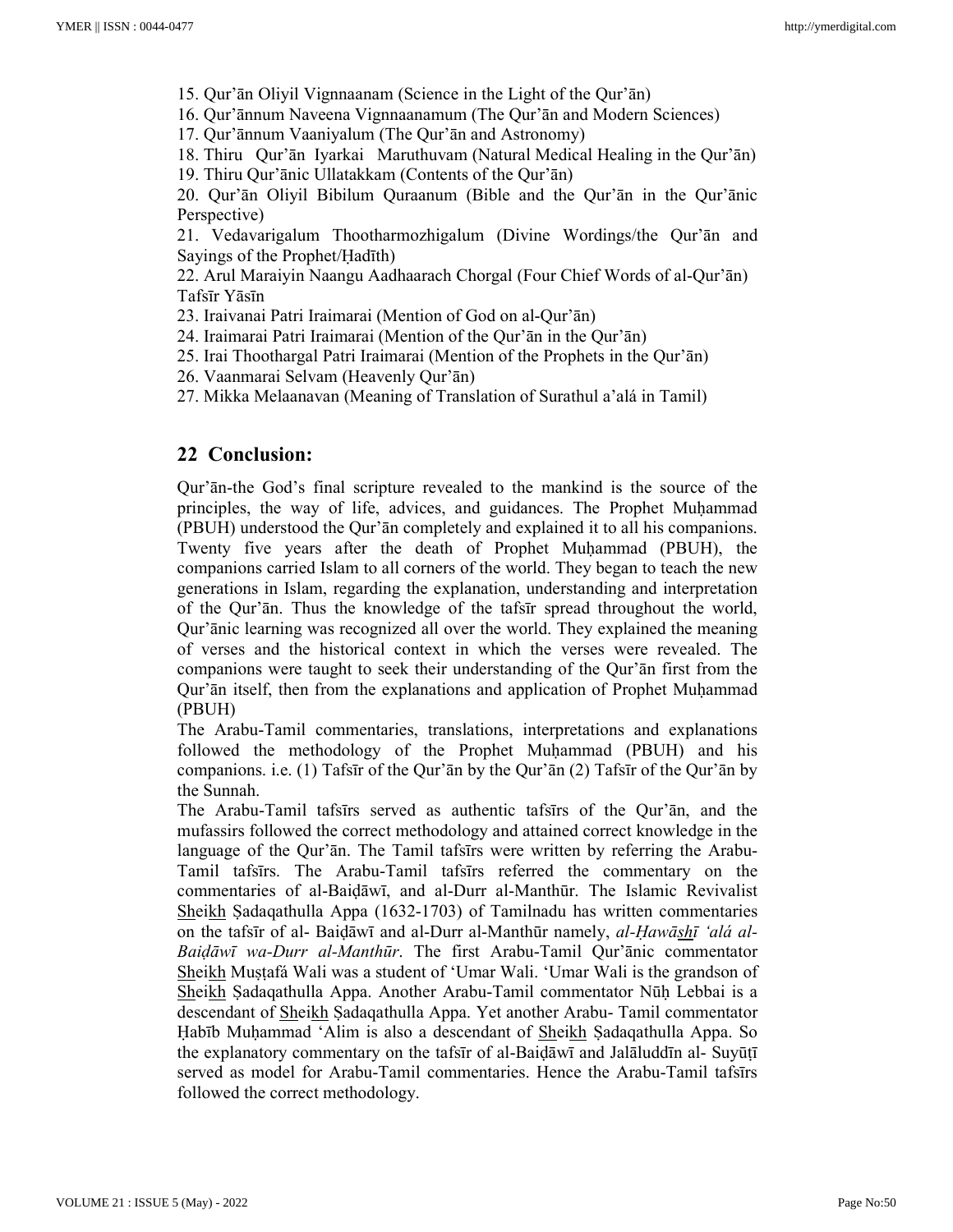15. Qur’ān Oliyil Vignnaanam (Science in the Light of the Qur’ān)
16. Qur’ānnum Naveena Vignnaanamum (The Qur’ān and Modern Sciences)
17. Qur’ānnum Vaaniyalum (The Qur’ān and Astronomy)
18. Thiru Qur’ān Iyarkai Maruthuvam (Natural Medical Healing in the Qur’ān)
19. Thiru Qur’ānic Ullatakkam (Contents of the Qur’ān)
20. Qur’ān Oliyil Bibilum Quraanum (Bible and the Qur’ān in the Qur’ānic Perspective)
21. Vedavarigalum Thootharmozhigalum (Divine Wordings/the Qur’ān and Sayings of the Prophet/Ḥadīth)
22. Arul Maraiyin Naangu Aadhaarach Chorgal (Four Chief Words of al-Qur’ān) Tafsīr Yāsīn
23. Iraivanai Patri Iraimarai (Mention of God on al-Qur’ān)
24. Iraimarai Patri Iraimarai (Mention of the Qur’ān in the Qur’ān)
25. Irai Thoothargal Patri Iraimarai (Mention of the Prophets in the Qur’ān)
26. Vaanmarai Selvam (Heavenly Qur’ān)
27. Mikka Melaanavan (Meaning of Translation of Surathul a’alá in Tamil)

## 22 Conclusion:

Qur’ān-the God’s final scripture revealed to the mankind is the source of the principles, the way of life, advices, and guidances. The Prophet Muḥammad (PBUH) understood the Qur’ān completely and explained it to all his companions. Twenty five years after the death of Prophet Muḥammad (PBUH), the companions carried Islam to all corners of the world. They began to teach the new generations in Islam, regarding the explanation, understanding and interpretation of the Qur’ān. Thus the knowledge of the tafsīr spread throughout the world, Qur’ānic learning was recognized all over the world. They explained the meaning of verses and the historical context in which the verses were revealed. The companions were taught to seek their understanding of the Qur’ān first from the Qur’ān itself, then from the explanations and application of Prophet Muḥammad (PBUH)

The Arabu-Tamil commentaries, translations, interpretations and explanations followed the methodology of the Prophet Muḥammad (PBUH) and his companions. i.e. (1) Tafsīr of the Qur’ān by the Qur’ān (2) Tafsīr of the Qur’ān by the Sunnah.

The Arabu-Tamil tafsīrs served as authentic tafsīrs of the Qur’ān, and the mufassirs followed the correct methodology and attained correct knowledge in the language of the Qur’ān. The Tamil tafsīrs were written by referring the Arabu-Tamil tafsīrs. The Arabu-Tamil tafsīrs referred the commentary on the commentaries of al-Baiḍāwī, and al-Durr al-Manthūr. The Islamic Revivalist Sheikh Ṣadaqathulla Appa (1632-1703) of Tamilnadu has written commentaries on the tafsīr of al- Baiḍāwī and al-Durr al-Manthūr namely, *al-Ḥawāshī ‘alá al-Baiḍāwī wa-Durr al-Manthūr*. The first Arabu-Tamil Qur’ānic commentator Sheikh Muṣṭafá Wali was a student of ‘Umar Wali. ‘Umar Wali is the grandson of Sheikh Ṣadaqathulla Appa. Another Arabu-Tamil commentator Nūḥ Lebbai is a descendant of Sheikh Ṣadaqathulla Appa. Yet another Arabu- Tamil commentator Ḥabīb Muḥammad ‘Alim is also a descendant of Sheikh Ṣadaqathulla Appa. So the explanatory commentary on the tafsīr of al-Baiḍāwī and Jalāluddīn al- Suyūṭī served as model for Arabu-Tamil commentaries. Hence the Arabu-Tamil tafsīrs followed the correct methodology.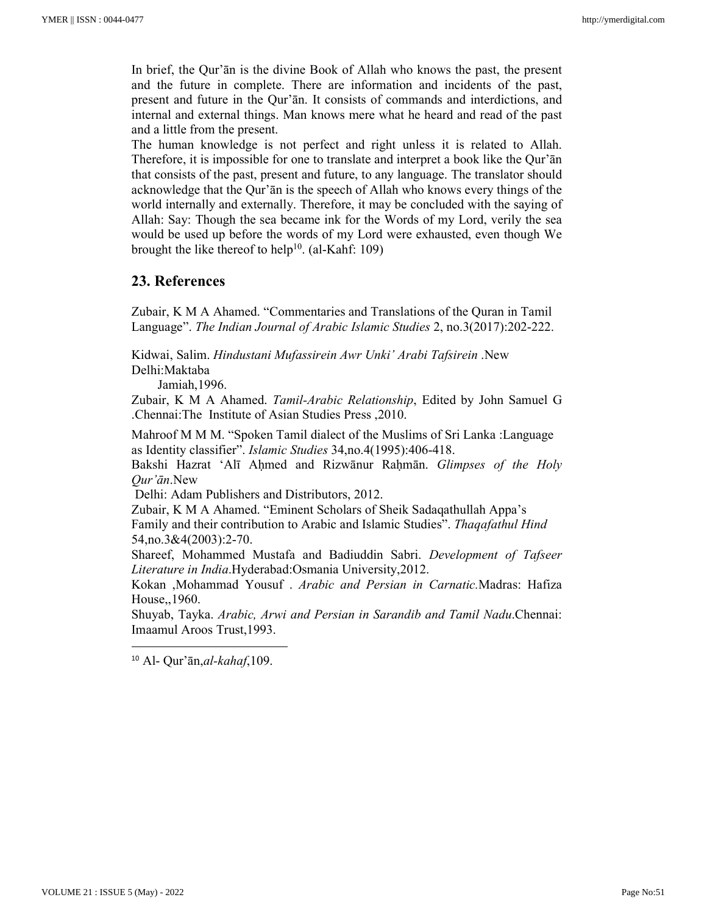In brief, the Qur'ān is the divine Book of Allah who knows the past, the present and the future in complete. There are information and incidents of the past, present and future in the Qur'ān. It consists of commands and interdictions, and internal and external things. Man knows mere what he heard and read of the past and a little from the present.

The human knowledge is not perfect and right unless it is related to Allah. Therefore, it is impossible for one to translate and interpret a book like the Qur'ān that consists of the past, present and future, to any language. The translator should acknowledge that the Qur'ān is the speech of Allah who knows every things of the world internally and externally. Therefore, it may be concluded with the saying of Allah: Say: Though the sea became ink for the Words of my Lord, verily the sea would be used up before the words of my Lord were exhausted, even though We brought the like thereof to help[10]. (al-Kahf: 109)

## 23. References

Zubair, K M A Ahamed. "Commentaries and Translations of the Quran in Tamil Language". *The Indian Journal of Arabic Islamic Studies* 2, no.3(2017):202-222.

Kidwai, Salim. *Hindustani Mufassirein Awr Unki' Arabi Tafsirein* .New Delhi:Maktaba Jamiah,1996.

Zubair, K M A Ahamed. *Tamil-Arabic Relationship*, Edited by John Samuel G .Chennai:The Institute of Asian Studies Press ,2010.

Mahroof M M M. "Spoken Tamil dialect of the Muslims of Sri Lanka :Language as Identity classifier". *Islamic Studies* 34,no.4(1995):406-418.

Bakshi Hazrat 'Alī Aḥmed and Rizwānur Raḥmān. *Glimpses of the Holy Qur'ān*.New Delhi: Adam Publishers and Distributors, 2012.

Zubair, K M A Ahamed. "Eminent Scholars of Sheik Sadaqathullah Appa's Family and their contribution to Arabic and Islamic Studies". *Thaqafathul Hind* 54,no.3&4(2003):2-70.

Shareef, Mohammed Mustafa and Badiuddin Sabri. *Development of Tafseer Literature in India*.Hyderabad:Osmania University,2012.

Kokan ,Mohammad Yousuf . *Arabic and Persian in Carnatic.*Madras: Hafiza House,,1960.

Shuyab, Tayka. *Arabic, Arwi and Persian in Sarandib and Tamil Nadu*.Chennai: Imaamul Aroos Trust,1993.

---

[10] Al- Qur'ān,*al-kahaf*,109.